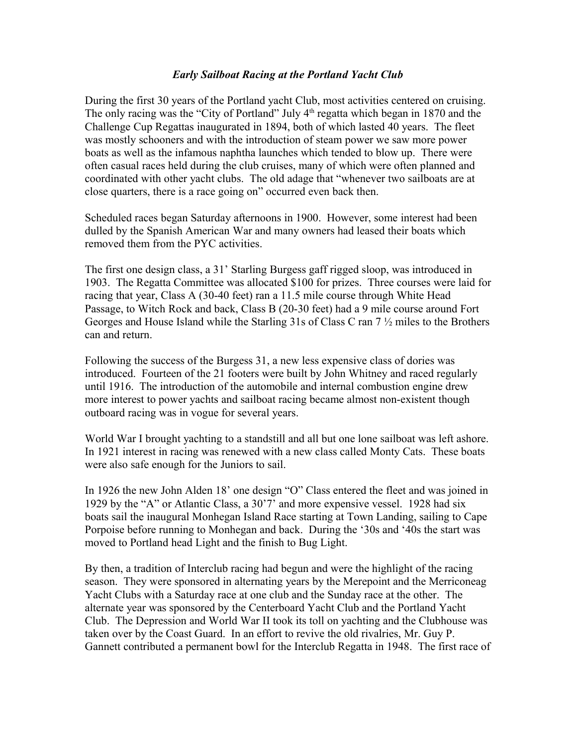***Early Sailboat Racing at the Portland Yacht Club***

During the first 30 years of the Portland yacht Club, most activities centered on cruising. The only racing was the "City of Portland" July 4th regatta which began in 1870 and the Challenge Cup Regattas inaugurated in 1894, both of which lasted 40 years. The fleet was mostly schooners and with the introduction of steam power we saw more power boats as well as the infamous naphtha launches which tended to blow up. There were often casual races held during the club cruises, many of which were often planned and coordinated with other yacht clubs. The old adage that "whenever two sailboats are at close quarters, there is a race going on" occurred even back then.

Scheduled races began Saturday afternoons in 1900. However, some interest had been dulled by the Spanish American War and many owners had leased their boats which removed them from the PYC activities.

The first one design class, a 31' Starling Burgess gaff rigged sloop, was introduced in 1903. The Regatta Committee was allocated $100 for prizes. Three courses were laid for racing that year, Class A (30-40 feet) ran a 11.5 mile course through White Head Passage, to Witch Rock and back, Class B (20-30 feet) had a 9 mile course around Fort Georges and House Island while the Starling 31s of Class C ran 7 ½ miles to the Brothers can and return.

Following the success of the Burgess 31, a new less expensive class of dories was introduced. Fourteen of the 21 footers were built by John Whitney and raced regularly until 1916. The introduction of the automobile and internal combustion engine drew more interest to power yachts and sailboat racing became almost non-existent though outboard racing was in vogue for several years.

World War I brought yachting to a standstill and all but one lone sailboat was left ashore. In 1921 interest in racing was renewed with a new class called Monty Cats. These boats were also safe enough for the Juniors to sail.

In 1926 the new John Alden 18' one design "O" Class entered the fleet and was joined in 1929 by the "A" or Atlantic Class, a 30'7' and more expensive vessel. 1928 had six boats sail the inaugural Monhegan Island Race starting at Town Landing, sailing to Cape Porpoise before running to Monhegan and back. During the '30s and '40s the start was moved to Portland head Light and the finish to Bug Light.

By then, a tradition of Interclub racing had begun and were the highlight of the racing season. They were sponsored in alternating years by the Merepoint and the Merriconeag Yacht Clubs with a Saturday race at one club and the Sunday race at the other. The alternate year was sponsored by the Centerboard Yacht Club and the Portland Yacht Club. The Depression and World War II took its toll on yachting and the Clubhouse was taken over by the Coast Guard. In an effort to revive the old rivalries, Mr. Guy P. Gannett contributed a permanent bowl for the Interclub Regatta in 1948. The first race of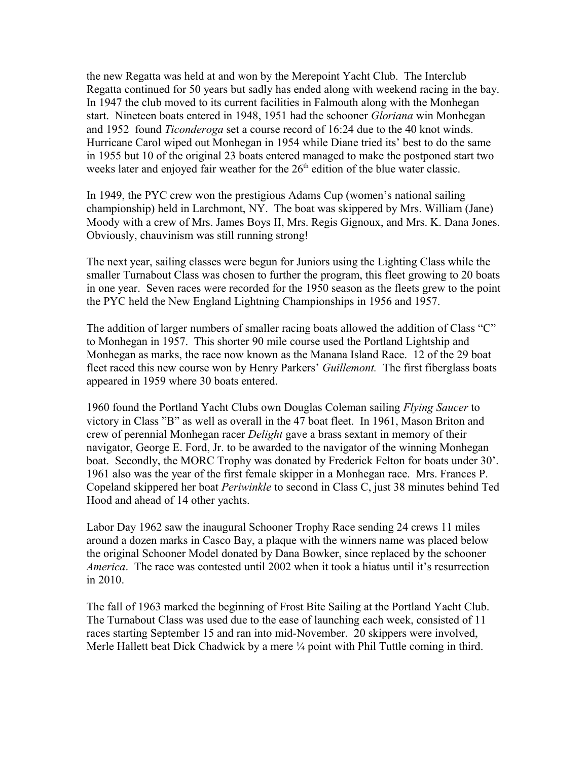the new Regatta was held at and won by the Merepoint Yacht Club. The Interclub Regatta continued for 50 years but sadly has ended along with weekend racing in the bay. In 1947 the club moved to its current facilities in Falmouth along with the Monhegan start. Nineteen boats entered in 1948, 1951 had the schooner *Gloriana* win Monhegan and 1952 found *Ticonderoga* set a course record of 16:24 due to the 40 knot winds. Hurricane Carol wiped out Monhegan in 1954 while Diane tried its' best to do the same in 1955 but 10 of the original 23 boats entered managed to make the postponed start two weeks later and enjoyed fair weather for the 26th edition of the blue water classic.

In 1949, the PYC crew won the prestigious Adams Cup (women's national sailing championship) held in Larchmont, NY. The boat was skippered by Mrs. William (Jane) Moody with a crew of Mrs. James Boys II, Mrs. Regis Gignoux, and Mrs. K. Dana Jones. Obviously, chauvinism was still running strong!

The next year, sailing classes were begun for Juniors using the Lighting Class while the smaller Turnabout Class was chosen to further the program, this fleet growing to 20 boats in one year. Seven races were recorded for the 1950 season as the fleets grew to the point the PYC held the New England Lightning Championships in 1956 and 1957.

The addition of larger numbers of smaller racing boats allowed the addition of Class "C" to Monhegan in 1957. This shorter 90 mile course used the Portland Lightship and Monhegan as marks, the race now known as the Manana Island Race. 12 of the 29 boat fleet raced this new course won by Henry Parkers' *Guillemont.* The first fiberglass boats appeared in 1959 where 30 boats entered.

1960 found the Portland Yacht Clubs own Douglas Coleman sailing *Flying Saucer* to victory in Class "B" as well as overall in the 47 boat fleet. In 1961, Mason Briton and crew of perennial Monhegan racer *Delight* gave a brass sextant in memory of their navigator, George E. Ford, Jr. to be awarded to the navigator of the winning Monhegan boat. Secondly, the MORC Trophy was donated by Frederick Felton for boats under 30'. 1961 also was the year of the first female skipper in a Monhegan race. Mrs. Frances P. Copeland skippered her boat *Periwinkle* to second in Class C, just 38 minutes behind Ted Hood and ahead of 14 other yachts.

Labor Day 1962 saw the inaugural Schooner Trophy Race sending 24 crews 11 miles around a dozen marks in Casco Bay, a plaque with the winners name was placed below the original Schooner Model donated by Dana Bowker, since replaced by the schooner *America*. The race was contested until 2002 when it took a hiatus until it's resurrection in 2010.

The fall of 1963 marked the beginning of Frost Bite Sailing at the Portland Yacht Club. The Turnabout Class was used due to the ease of launching each week, consisted of 11 races starting September 15 and ran into mid-November. 20 skippers were involved, Merle Hallett beat Dick Chadwick by a mere ¼ point with Phil Tuttle coming in third.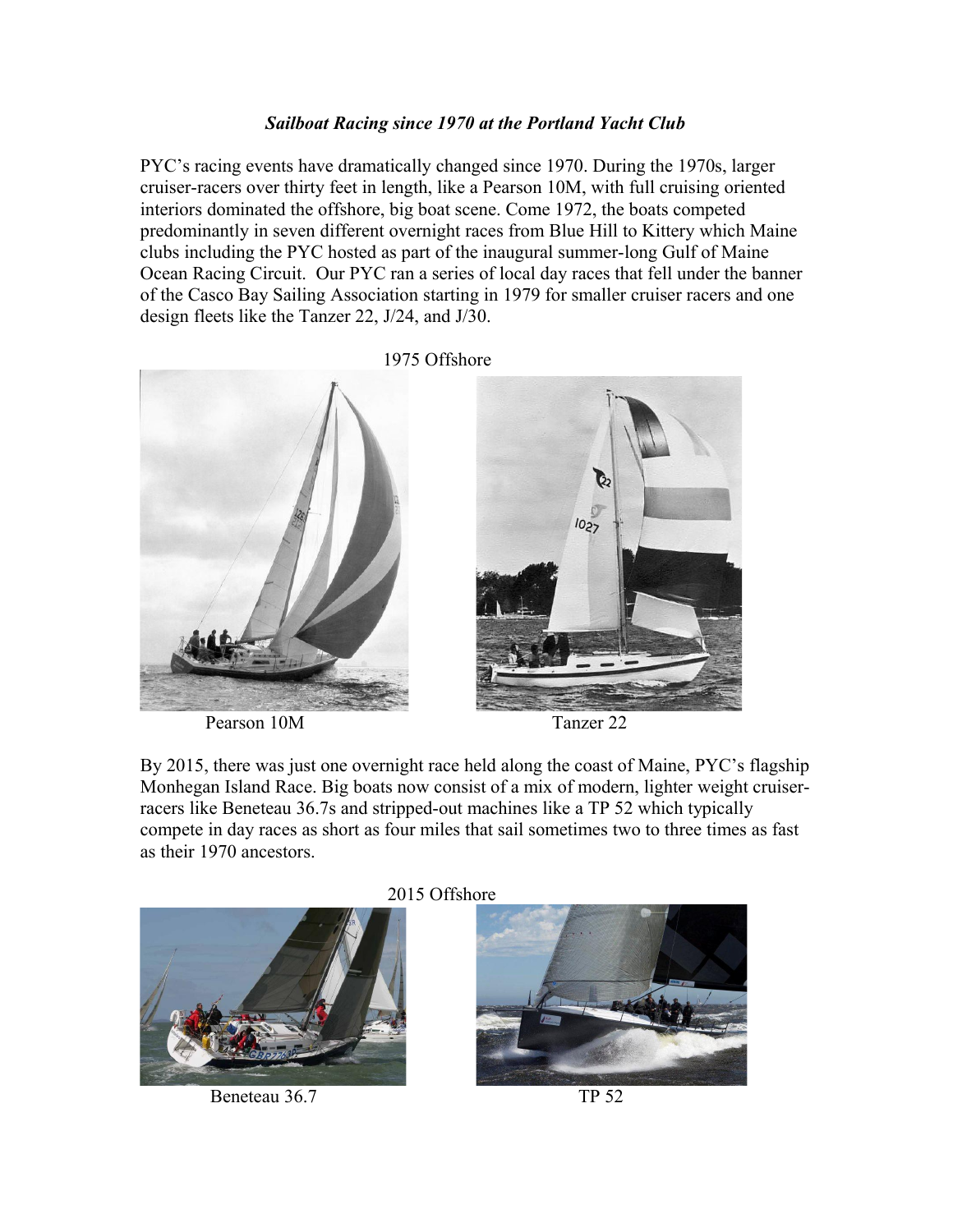***Sailboat Racing since 1970 at the Portland Yacht Club***

PYC's racing events have dramatically changed since 1970. During the 1970s, larger cruiser-racers over thirty feet in length, like a Pearson 10M, with full cruising oriented interiors dominated the offshore, big boat scene. Come 1972, the boats competed predominantly in seven different overnight races from Blue Hill to Kittery which Maine clubs including the PYC hosted as part of the inaugural summer-long Gulf of Maine Ocean Racing Circuit. Our PYC ran a series of local day races that fell under the banner of the Casco Bay Sailing Association starting in 1979 for smaller cruiser racers and one design fleets like the Tanzer 22, J/24, and J/30.

1975 Offshore

Pearson 10M

Tanzer 22

By 2015, there was just one overnight race held along the coast of Maine, PYC's flagship Monhegan Island Race. Big boats now consist of a mix of modern, lighter weight cruiser-racers like Beneteau 36.7s and stripped-out machines like a TP 52 which typically compete in day races as short as four miles that sail sometimes two to three times as fast as their 1970 ancestors.

2015 Offshore

Beneteau 36.7

TP 52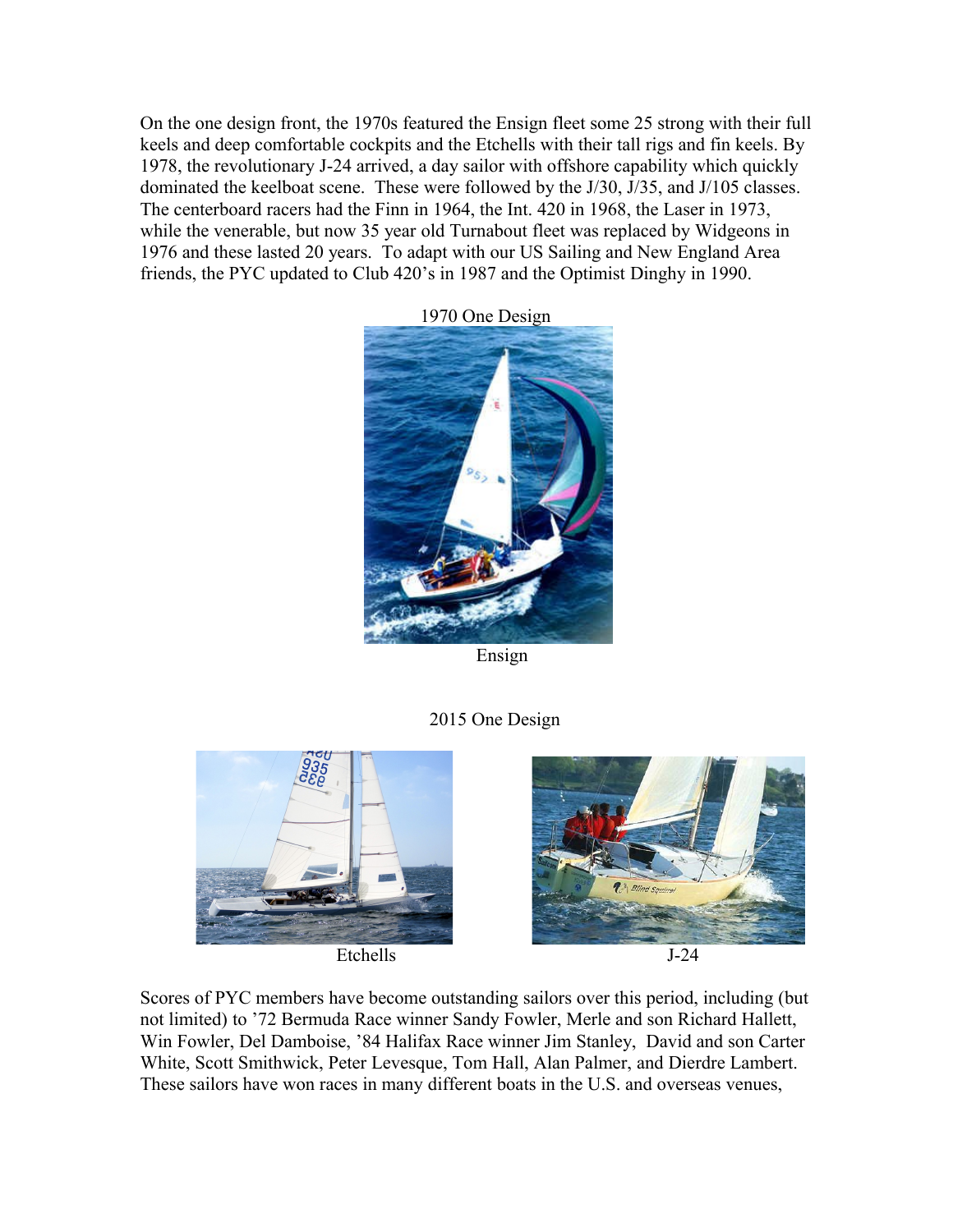On the one design front, the 1970s featured the Ensign fleet some 25 strong with their full keels and deep comfortable cockpits and the Etchells with their tall rigs and fin keels. By 1978, the revolutionary J-24 arrived, a day sailor with offshore capability which quickly dominated the keelboat scene. These were followed by the J/30, J/35, and J/105 classes. The centerboard racers had the Finn in 1964, the Int. 420 in 1968, the Laser in 1973, while the venerable, but now 35 year old Turnabout fleet was replaced by Widgeons in 1976 and these lasted 20 years. To adapt with our US Sailing and New England Area friends, the PYC updated to Club 420's in 1987 and the Optimist Dinghy in 1990.

1970 One Design

Ensign

2015 One Design

Etchells

J-24

Scores of PYC members have become outstanding sailors over this period, including (but not limited) to '72 Bermuda Race winner Sandy Fowler, Merle and son Richard Hallett, Win Fowler, Del Damboise, '84 Halifax Race winner Jim Stanley, David and son Carter White, Scott Smithwick, Peter Levesque, Tom Hall, Alan Palmer, and Dierdre Lambert. These sailors have won races in many different boats in the U.S. and overseas venues,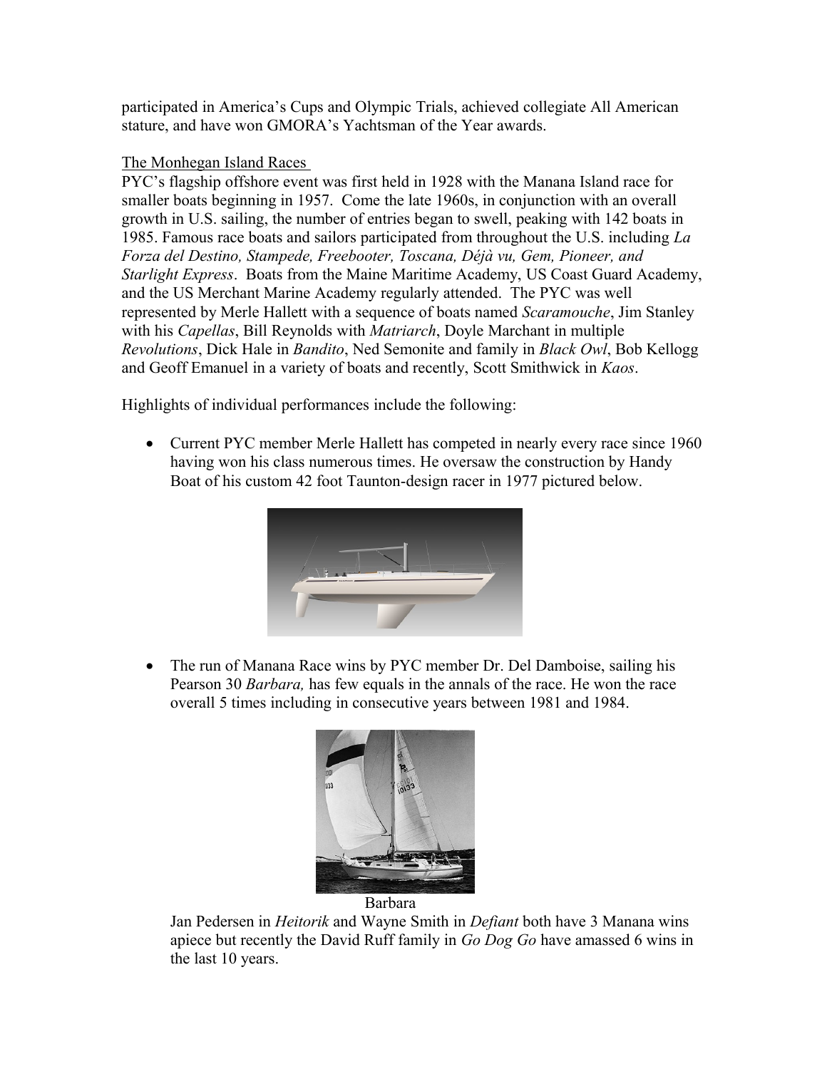participated in America's Cups and Olympic Trials, achieved collegiate All American stature, and have won GMORA's Yachtsman of the Year awards.

The Monhegan Island Races

PYC's flagship offshore event was first held in 1928 with the Manana Island race for smaller boats beginning in 1957. Come the late 1960s, in conjunction with an overall growth in U.S. sailing, the number of entries began to swell, peaking with 142 boats in 1985. Famous race boats and sailors participated from throughout the U.S. including *La Forza del Destino, Stampede, Freebooter, Toscana, Déjà vu, Gem, Pioneer, and Starlight Express*. Boats from the Maine Maritime Academy, US Coast Guard Academy, and the US Merchant Marine Academy regularly attended. The PYC was well represented by Merle Hallett with a sequence of boats named *Scaramouche*, Jim Stanley with his *Capellas*, Bill Reynolds with *Matriarch*, Doyle Marchant in multiple *Revolutions*, Dick Hale in *Bandito*, Ned Semonite and family in *Black Owl*, Bob Kellogg and Geoff Emanuel in a variety of boats and recently, Scott Smithwick in *Kaos*.

Highlights of individual performances include the following:

- Current PYC member Merle Hallett has competed in nearly every race since 1960 having won his class numerous times. He oversaw the construction by Handy Boat of his custom 42 foot Taunton-design racer in 1977 pictured below.

- The run of Manana Race wins by PYC member Dr. Del Damboise, sailing his Pearson 30 *Barbara,* has few equals in the annals of the race. He won the race overall 5 times including in consecutive years between 1981 and 1984.

Barbara

Jan Pedersen in *Heitorik* and Wayne Smith in *Defiant* both have 3 Manana wins apiece but recently the David Ruff family in *Go Dog Go* have amassed 6 wins in the last 10 years.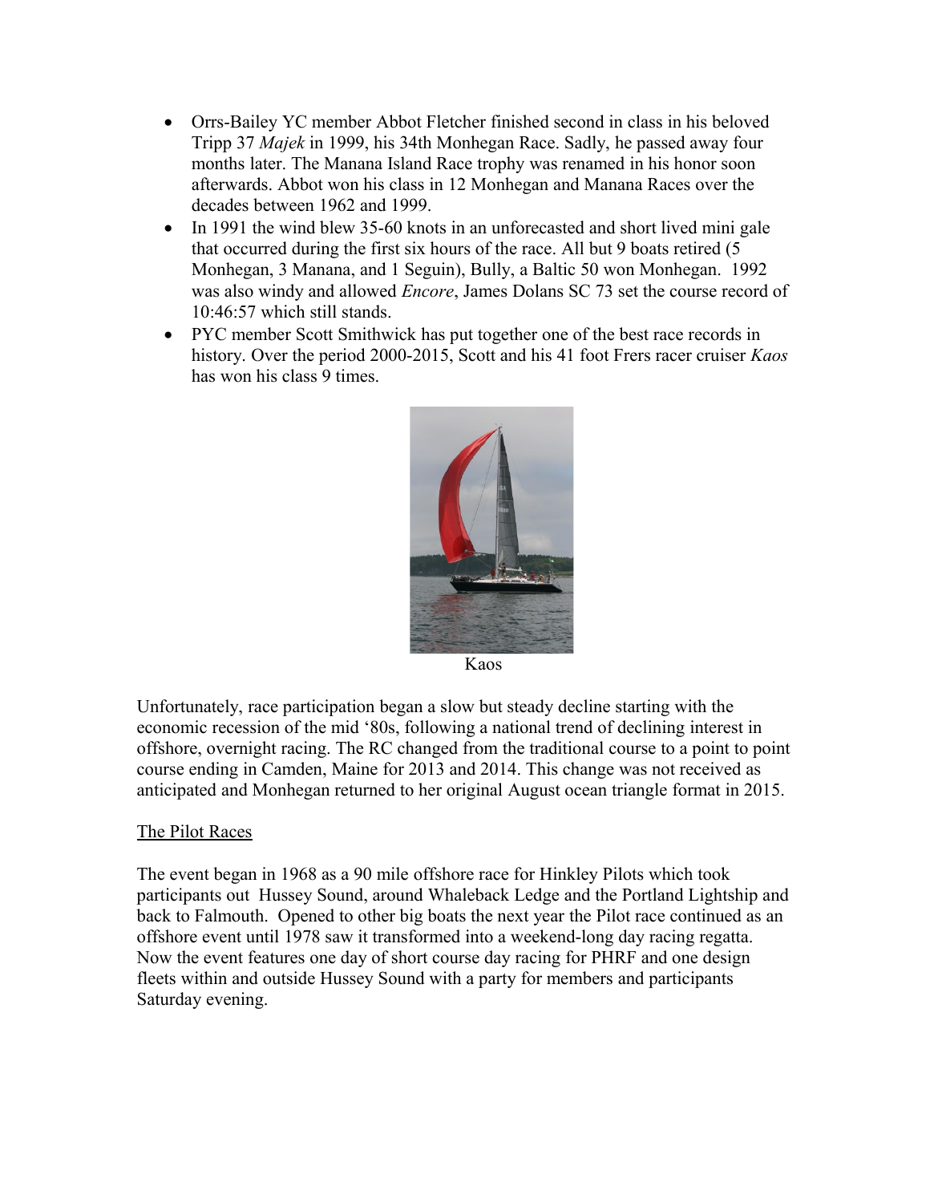- Orrs-Bailey YC member Abbot Fletcher finished second in class in his beloved Tripp 37 *Majek* in 1999, his 34th Monhegan Race. Sadly, he passed away four months later. The Manana Island Race trophy was renamed in his honor soon afterwards. Abbot won his class in 12 Monhegan and Manana Races over the decades between 1962 and 1999.
- In 1991 the wind blew 35-60 knots in an unforecasted and short lived mini gale that occurred during the first six hours of the race. All but 9 boats retired (5 Monhegan, 3 Manana, and 1 Seguin), Bully, a Baltic 50 won Monhegan. 1992 was also windy and allowed *Encore*, James Dolans SC 73 set the course record of 10:46:57 which still stands.
- PYC member Scott Smithwick has put together one of the best race records in history. Over the period 2000-2015, Scott and his 41 foot Frers racer cruiser *Kaos* has won his class 9 times.

Kaos

Unfortunately, race participation began a slow but steady decline starting with the economic recession of the mid '80s, following a national trend of declining interest in offshore, overnight racing. The RC changed from the traditional course to a point to point course ending in Camden, Maine for 2013 and 2014. This change was not received as anticipated and Monhegan returned to her original August ocean triangle format in 2015.

<u>The Pilot Races</u>

The event began in 1968 as a 90 mile offshore race for Hinkley Pilots which took participants out Hussey Sound, around Whaleback Ledge and the Portland Lightship and back to Falmouth. Opened to other big boats the next year the Pilot race continued as an offshore event until 1978 saw it transformed into a weekend-long day racing regatta. Now the event features one day of short course day racing for PHRF and one design fleets within and outside Hussey Sound with a party for members and participants Saturday evening.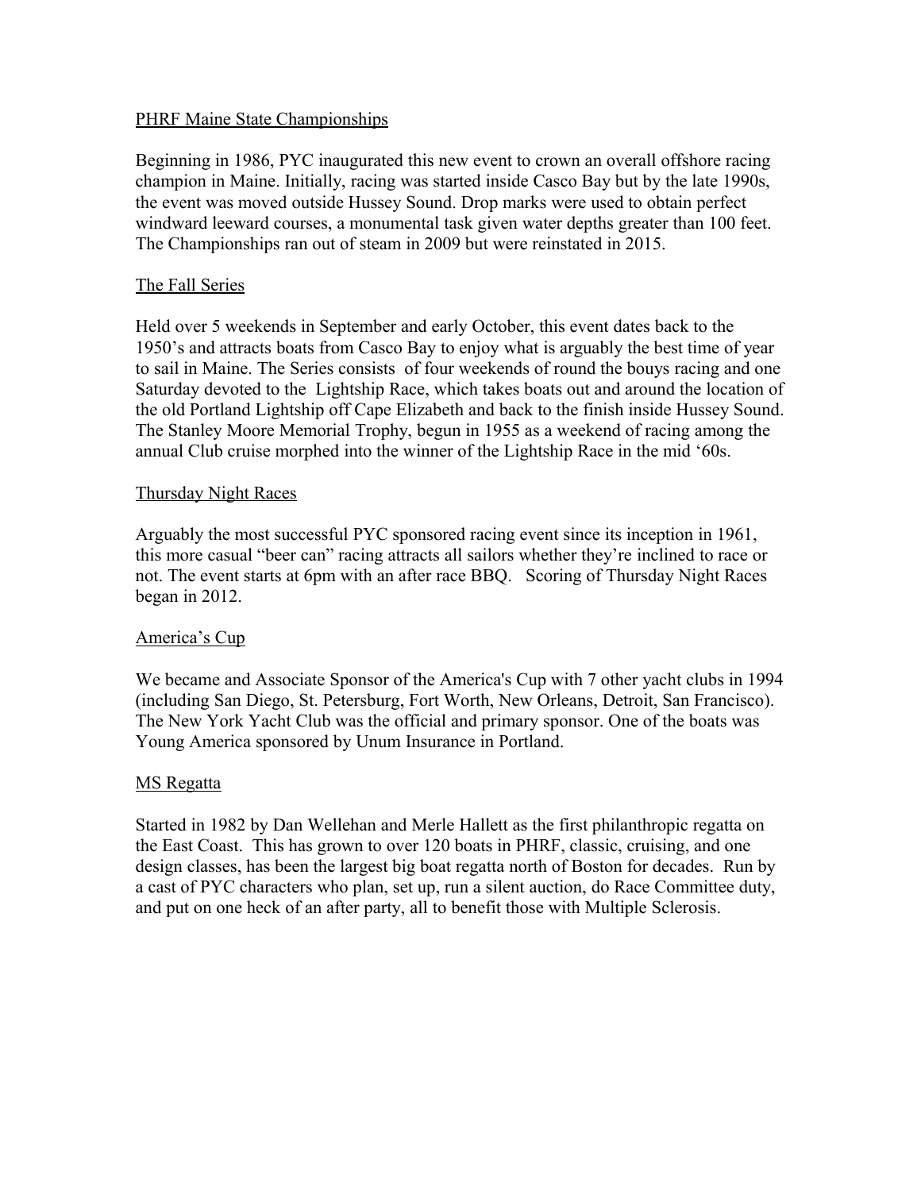<u>PHRF Maine State Championships</u>

Beginning in 1986, PYC inaugurated this new event to crown an overall offshore racing champion in Maine. Initially, racing was started inside Casco Bay but by the late 1990s, the event was moved outside Hussey Sound. Drop marks were used to obtain perfect windward leeward courses, a monumental task given water depths greater than 100 feet. The Championships ran out of steam in 2009 but were reinstated in 2015.

<u>The Fall Series</u>

Held over 5 weekends in September and early October, this event dates back to the 1950's and attracts boats from Casco Bay to enjoy what is arguably the best time of year to sail in Maine. The Series consists of four weekends of round the bouys racing and one Saturday devoted to the Lightship Race, which takes boats out and around the location of the old Portland Lightship off Cape Elizabeth and back to the finish inside Hussey Sound. The Stanley Moore Memorial Trophy, begun in 1955 as a weekend of racing among the annual Club cruise morphed into the winner of the Lightship Race in the mid '60s.

<u>Thursday Night Races</u>

Arguably the most successful PYC sponsored racing event since its inception in 1961, this more casual "beer can" racing attracts all sailors whether they're inclined to race or not. The event starts at 6pm with an after race BBQ. Scoring of Thursday Night Races began in 2012.

<u>America's Cup</u>

We became and Associate Sponsor of the America's Cup with 7 other yacht clubs in 1994 (including San Diego, St. Petersburg, Fort Worth, New Orleans, Detroit, San Francisco). The New York Yacht Club was the official and primary sponsor. One of the boats was Young America sponsored by Unum Insurance in Portland.

<u>MS Regatta</u>

Started in 1982 by Dan Wellehan and Merle Hallett as the first philanthropic regatta on the East Coast. This has grown to over 120 boats in PHRF, classic, cruising, and one design classes, has been the largest big boat regatta north of Boston for decades. Run by a cast of PYC characters who plan, set up, run a silent auction, do Race Committee duty, and put on one heck of an after party, all to benefit those with Multiple Sclerosis.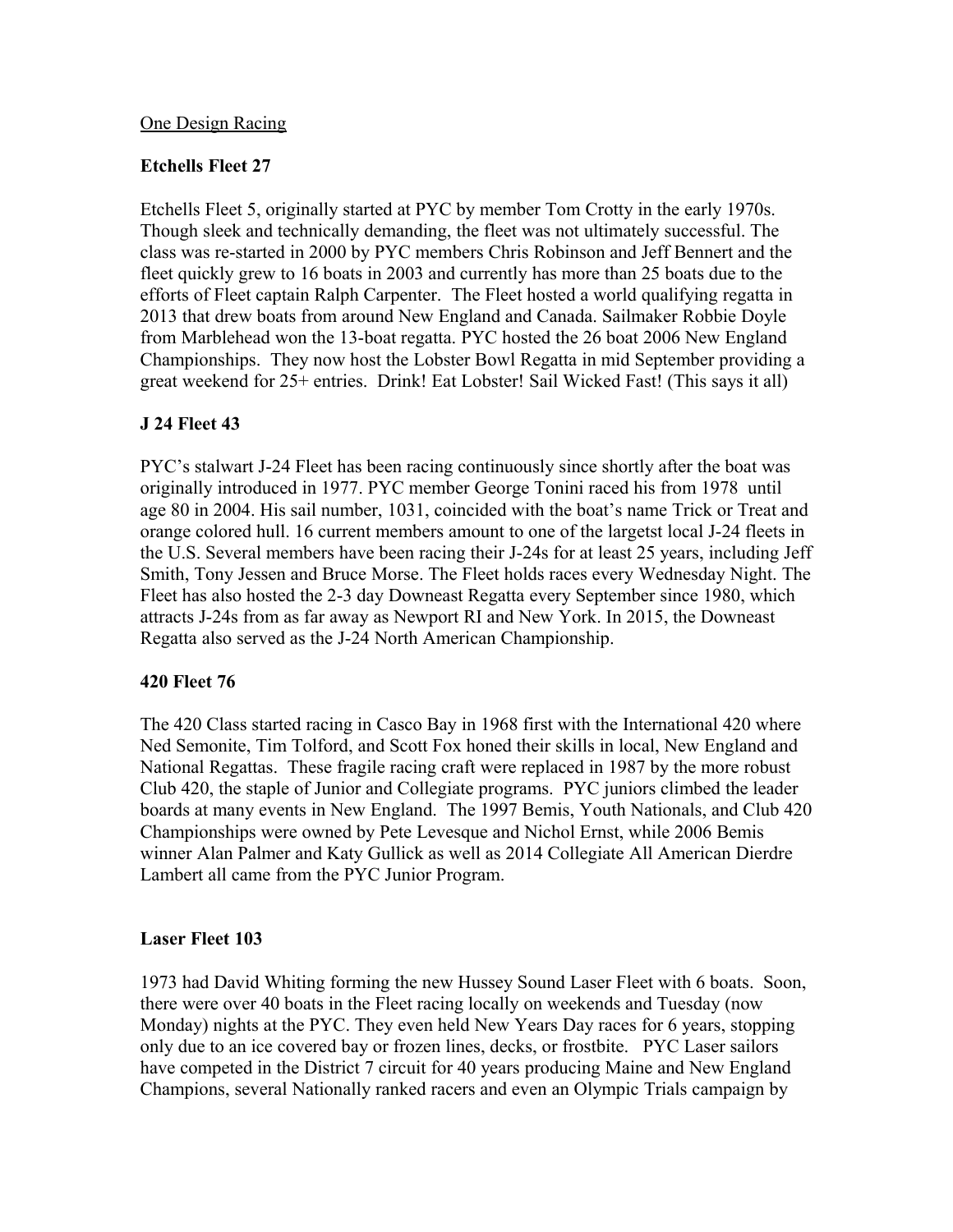One Design Racing

**Etchells Fleet 27**

Etchells Fleet 5, originally started at PYC by member Tom Crotty in the early 1970s. Though sleek and technically demanding, the fleet was not ultimately successful. The class was re-started in 2000 by PYC members Chris Robinson and Jeff Bennert and the fleet quickly grew to 16 boats in 2003 and currently has more than 25 boats due to the efforts of Fleet captain Ralph Carpenter. The Fleet hosted a world qualifying regatta in 2013 that drew boats from around New England and Canada. Sailmaker Robbie Doyle from Marblehead won the 13-boat regatta. PYC hosted the 26 boat 2006 New England Championships. They now host the Lobster Bowl Regatta in mid September providing a great weekend for 25+ entries. Drink! Eat Lobster! Sail Wicked Fast! (This says it all)

**J 24 Fleet 43**

PYC's stalwart J-24 Fleet has been racing continuously since shortly after the boat was originally introduced in 1977. PYC member George Tonini raced his from 1978 until age 80 in 2004. His sail number, 1031, coincided with the boat's name Trick or Treat and orange colored hull. 16 current members amount to one of the largetst local J-24 fleets in the U.S. Several members have been racing their J-24s for at least 25 years, including Jeff Smith, Tony Jessen and Bruce Morse. The Fleet holds races every Wednesday Night. The Fleet has also hosted the 2-3 day Downeast Regatta every September since 1980, which attracts J-24s from as far away as Newport RI and New York. In 2015, the Downeast Regatta also served as the J-24 North American Championship.

**420 Fleet 76**

The 420 Class started racing in Casco Bay in 1968 first with the International 420 where Ned Semonite, Tim Tolford, and Scott Fox honed their skills in local, New England and National Regattas. These fragile racing craft were replaced in 1987 by the more robust Club 420, the staple of Junior and Collegiate programs. PYC juniors climbed the leader boards at many events in New England. The 1997 Bemis, Youth Nationals, and Club 420 Championships were owned by Pete Levesque and Nichol Ernst, while 2006 Bemis winner Alan Palmer and Katy Gullick as well as 2014 Collegiate All American Dierdre Lambert all came from the PYC Junior Program.

**Laser Fleet 103**

1973 had David Whiting forming the new Hussey Sound Laser Fleet with 6 boats. Soon, there were over 40 boats in the Fleet racing locally on weekends and Tuesday (now Monday) nights at the PYC. They even held New Years Day races for 6 years, stopping only due to an ice covered bay or frozen lines, decks, or frostbite. PYC Laser sailors have competed in the District 7 circuit for 40 years producing Maine and New England Champions, several Nationally ranked racers and even an Olympic Trials campaign by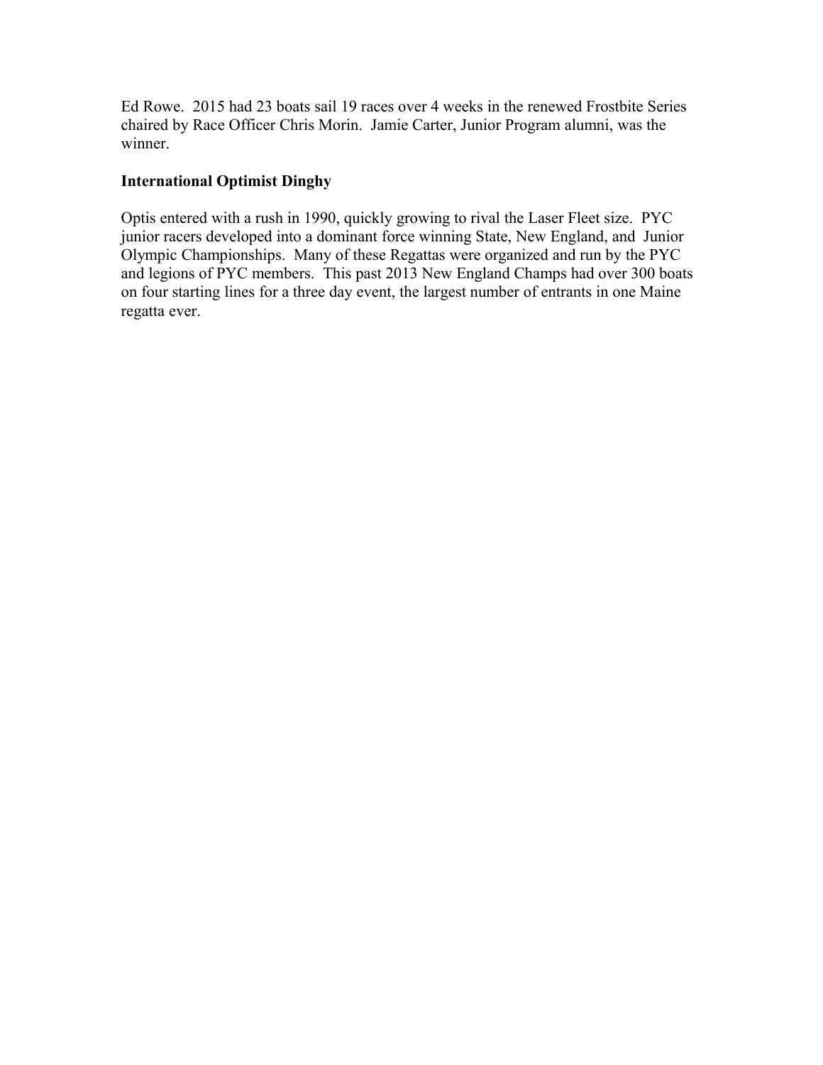Ed Rowe. 2015 had 23 boats sail 19 races over 4 weeks in the renewed Frostbite Series chaired by Race Officer Chris Morin. Jamie Carter, Junior Program alumni, was the winner.

**International Optimist Dinghy**

Optis entered with a rush in 1990, quickly growing to rival the Laser Fleet size. PYC junior racers developed into a dominant force winning State, New England, and Junior Olympic Championships. Many of these Regattas were organized and run by the PYC and legions of PYC members. This past 2013 New England Champs had over 300 boats on four starting lines for a three day event, the largest number of entrants in one Maine regatta ever.